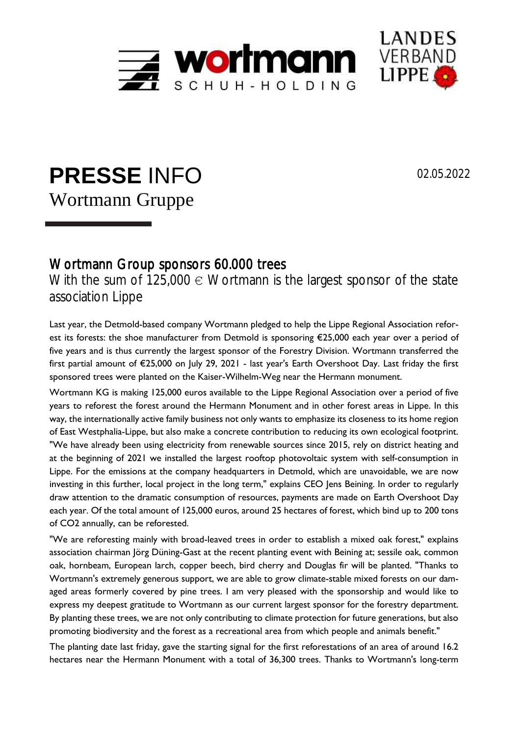# **PRESSE** INFO

Wortmann Gruppe

02.05.2022

## Wortmann Group sponsors 60.000 trees

### With the sum of 125,000 € Wortmann is the largest sponsor of the state association Lippe

Last year, the Detmold-based company Wortmann pledged to help the Lippe Regional Association reforest its forests: the shoe manufacturer from Detmold is sponsoring €25,000 each year over a period of five years and is thus currently the largest sponsor of the Forestry Division. Wortmann transferred the first partial amount of €25,000 on July 29, 2021 - last year's Earth Overshoot Day. Last friday the first sponsored trees were planted on the Kaiser-Wilhelm-Weg near the Hermann monument.

Wortmann KG is making 125,000 euros available to the Lippe Regional Association over a period of five years to reforest the forest around the Hermann Monument and in other forest areas in Lippe. In this way, the internationally active family business not only wants to emphasize its closeness to its home region of East Westphalia-Lippe, but also make a concrete contribution to reducing its own ecological footprint. "We have already been using electricity from renewable sources since 2015, rely on district heating and at the beginning of 2021 we installed the largest rooftop photovoltaic system with self-consumption in Lippe. For the emissions at the company headquarters in Detmold, which are unavoidable, we are now investing in this further, local project in the long term," explains CEO Jens Beining. In order to regularly draw attention to the dramatic consumption of resources, payments are made on Earth Overshoot Day each year. Of the total amount of 125,000 euros, around 25 hectares of forest, which bind up to 200 tons of $CO_2$ annually, can be reforested.

"We are reforesting mainly with broad-leaved trees in order to establish a mixed oak forest," explains association chairman Jörg Düning-Gast at the recent planting event with Beining at; sessile oak, common oak, hornbeam, European larch, copper beech, bird cherry and Douglas fir will be planted. "Thanks to Wortmann's extremely generous support, we are able to grow climate-stable mixed forests on our damaged areas formerly covered by pine trees. I am very pleased with the sponsorship and would like to express my deepest gratitude to Wortmann as our current largest sponsor for the forestry department. By planting these trees, we are not only contributing to climate protection for future generations, but also promoting biodiversity and the forest as a recreational area from which people and animals benefit."

The planting date last friday, gave the starting signal for the first reforestations of an area of around 16.2 hectares near the Hermann Monument with a total of 36,300 trees. Thanks to Wortmann's long-term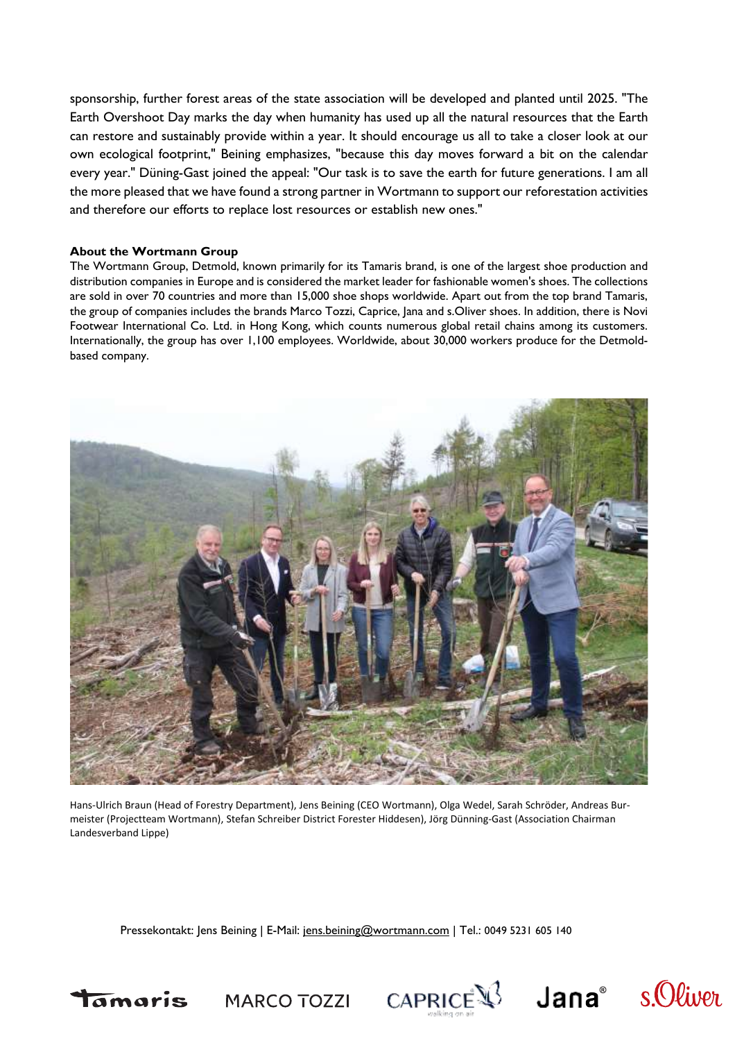sponsorship, further forest areas of the state association will be developed and planted until 2025. "The Earth Overshoot Day marks the day when humanity has used up all the natural resources that the Earth can restore and sustainably provide within a year. It should encourage us all to take a closer look at our own ecological footprint," Beining emphasizes, "because this day moves forward a bit on the calendar every year." Düning-Gast joined the appeal: "Our task is to save the earth for future generations. I am all the more pleased that we have found a strong partner in Wortmann to support our reforestation activities and therefore our efforts to replace lost resources or establish new ones."

**About the Wortmann Group**

The Wortmann Group, Detmold, known primarily for its Tamaris brand, is one of the largest shoe production and distribution companies in Europe and is considered the market leader for fashionable women's shoes. The collections are sold in over 70 countries and more than 15,000 shoe shops worldwide. Apart out from the top brand Tamaris, the group of companies includes the brands Marco Tozzi, Caprice, Jana and s.Oliver shoes. In addition, there is Novi Footwear International Co. Ltd. in Hong Kong, which counts numerous global retail chains among its customers. Internationally, the group has over 1,100 employees. Worldwide, about 30,000 workers produce for the Detmold-based company.

Hans-Ulrich Braun (Head of Forestry Department), Jens Beining (CEO Wortmann), Olga Wedel, Sarah Schröder, Andreas Burmeister (Projectteam Wortmann), Stefan Schreiber District Forester Hiddesen), Jörg Dünning-Gast (Association Chairman Landesverband Lippe)

Pressekontakt: Jens Beining | E-Mail: jens.beining@wortmann.com | Tel.: 0049 5231 605 140

Tamaris MARCO TOZZI CAPRICE Jana® s.Oliver